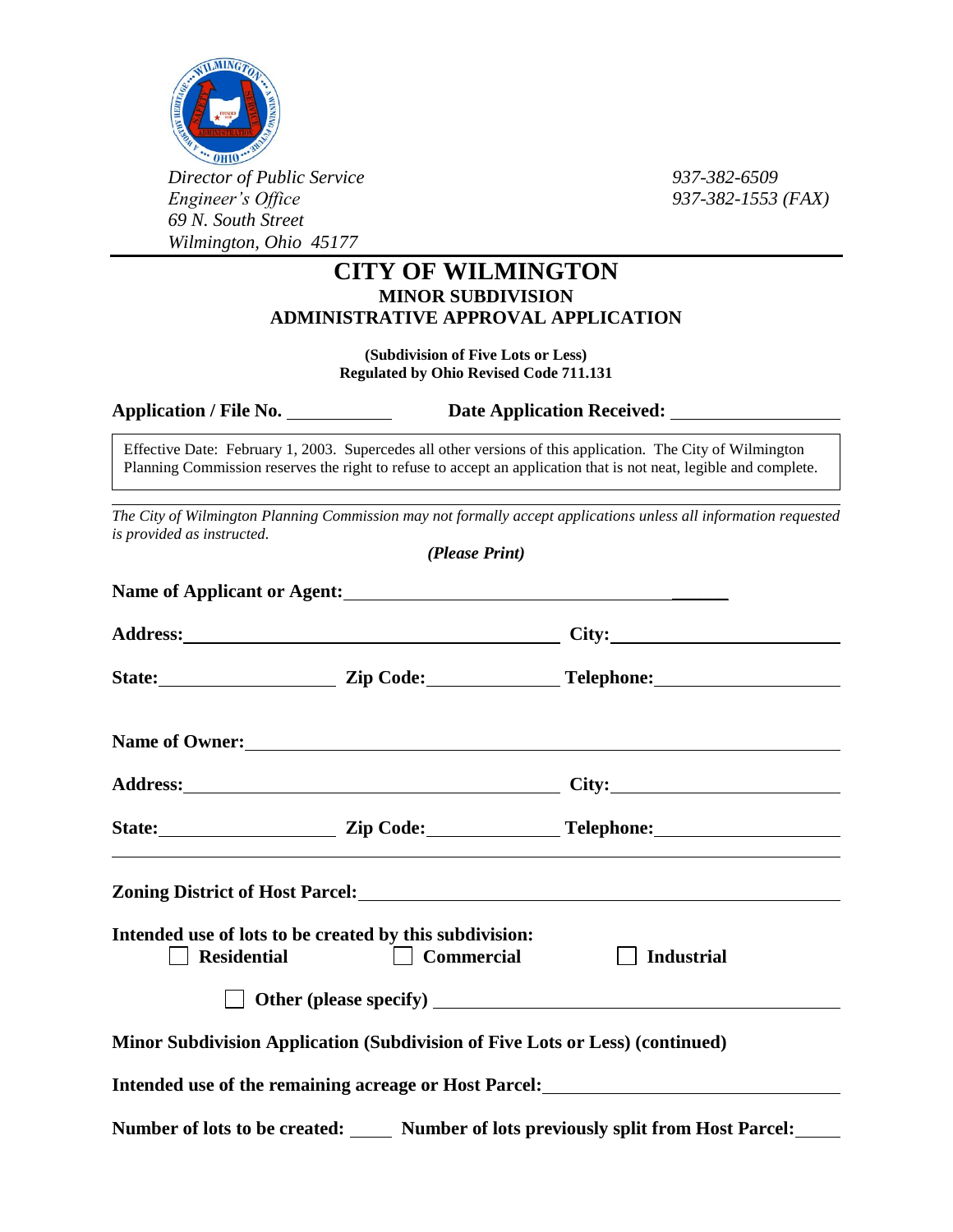*Director of Public Service*
*Engineer's Office*
*69 N. South Street*
*Wilmington, Ohio 45177*

*937-382-6509*
*937-382-1553 (FAX)*

# CITY OF WILMINGTON
## MINOR SUBDIVISION
## ADMINISTRATIVE APPROVAL APPLICATION

**(Subdivision of Five Lots or Less)**
**Regulated by Ohio Revised Code 711.131**

**Application / File No.** ____________ **Date Application Received:** ____________________

Effective Date: February 1, 2003. Supercedes all other versions of this application. The City of Wilmington Planning Commission reserves the right to refuse to accept an application that is not neat, legible and complete.

*The City of Wilmington Planning Commission may not formally accept applications unless all information requested is provided as instructed.*

***(Please Print)***

**Name of Applicant or Agent:** ________________________________________

**Address:** ________________________________________ **City:** ________________________

**State:** ____________________ **Zip Code:** ______________ **Telephone:** ____________________

**Name of Owner:** ________________________________________

**Address:** ________________________________________ **City:** ________________________

**State:** ____________________ **Zip Code:** ______________ **Telephone:** ____________________

**Zoning District of Host Parcel:** ________________________________________

**Intended use of lots to be created by this subdivision:**

☐ **Residential** ☐ **Commercial** ☐ **Industrial**

☐ **Other (please specify)** ________________________________________

**Minor Subdivision Application (Subdivision of Five Lots or Less) (continued)**

**Intended use of the remaining acreage or Host Parcel:** ________________________________

**Number of lots to be created:** _____ **Number of lots previously split from Host Parcel:** _____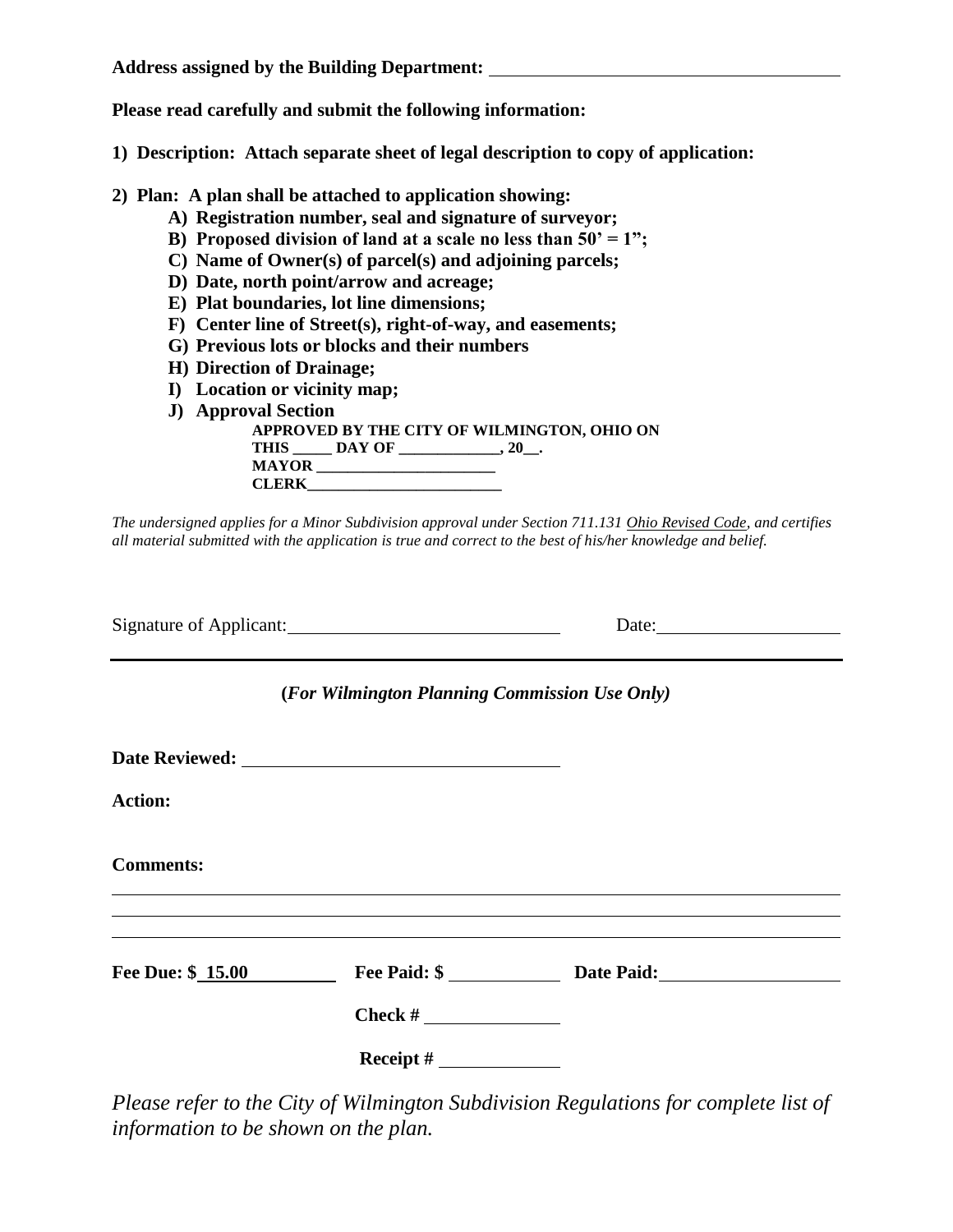**Address assigned by the Building Department:** ______________________________

**Please read carefully and submit the following information:**

**1) Description: Attach separate sheet of legal description to copy of application:**

**2) Plan: A plan shall be attached to application showing:**

- **A) Registration number, seal and signature of surveyor;**
- **B) Proposed division of land at a scale no less than 50' = 1";**
- **C) Name of Owner(s) of parcel(s) and adjoining parcels;**
- **D) Date, north point/arrow and acreage;**
- **E) Plat boundaries, lot line dimensions;**
- **F) Center line of Street(s), right-of-way, and easements;**
- **G) Previous lots or blocks and their numbers**
- **H) Direction of Drainage;**
- **I) Location or vicinity map;**
- **J) Approval Section**

  **APPROVED BY THE CITY OF WILMINGTON, OHIO ON**
  **THIS _____ DAY OF ____________, 20__.**
  **MAYOR ______________________**
  **CLERK_______________________**

*The undersigned applies for a Minor Subdivision approval under Section 711.131 Ohio Revised Code, and certifies all material submitted with the application is true and correct to the best of his/her knowledge and belief.*

Signature of Applicant: ______________________________ Date: ____________________

---

**(*For Wilmington Planning Commission Use Only*)**

**Date Reviewed:** ______________________________

**Action:**

**Comments:**

______________________________________________________________________

______________________________________________________________________

______________________________________________________________________

**Fee Due: $ 15.00** **Fee Paid: $** ____________ **Date Paid:** ____________________

**Check #** ______________

**Receipt #** ____________

*Please refer to the City of Wilmington Subdivision Regulations for complete list of information to be shown on the plan.*